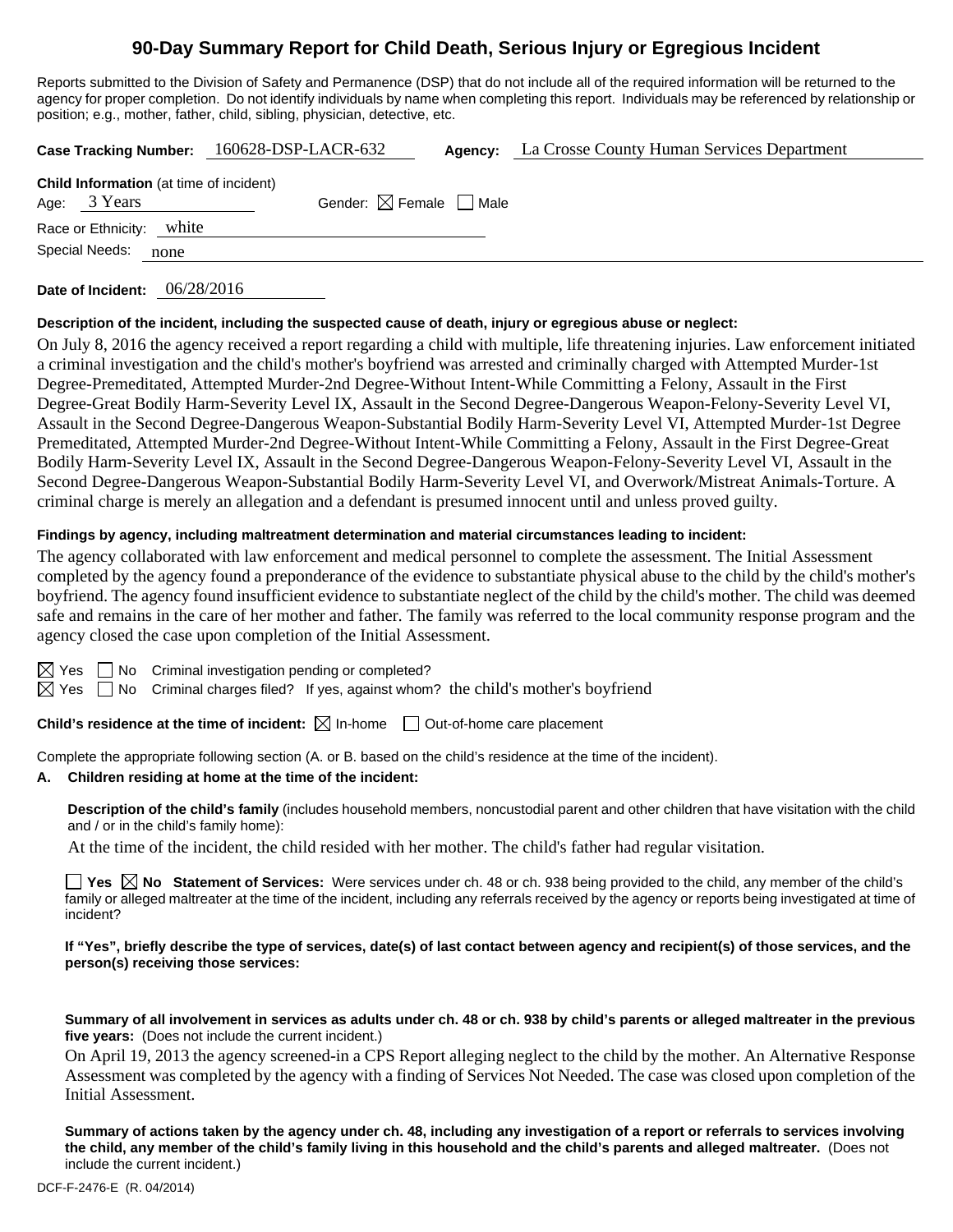# 90-Day Summary Report for Child Death, Serious Injury or Egregious Incident

Reports submitted to the Division of Safety and Permanence (DSP) that do not include all of the required information will be returned to the agency for proper completion. Do not identify individuals by name when completing this report. Individuals may be referenced by relationship or position; e.g., mother, father, child, sibling, physician, detective, etc.

**Case Tracking Number:** 160628-DSP-LACR-632 **Agency:** La Crosse County Human Services Department

**Child Information** (at time of incident)

Age: 3 Years Gender: ☒ Female ☐ Male

Race or Ethnicity: white

Special Needs: none

**Date of Incident:** 06/28/2016

**Description of the incident, including the suspected cause of death, injury or egregious abuse or neglect:**

On July 8, 2016 the agency received a report regarding a child with multiple, life threatening injuries. Law enforcement initiated a criminal investigation and the child's mother's boyfriend was arrested and criminally charged with Attempted Murder-1st Degree-Premeditated, Attempted Murder-2nd Degree-Without Intent-While Committing a Felony, Assault in the First Degree-Great Bodily Harm-Severity Level IX, Assault in the Second Degree-Dangerous Weapon-Felony-Severity Level VI, Assault in the Second Degree-Dangerous Weapon-Substantial Bodily Harm-Severity Level VI, Attempted Murder-1st Degree Premeditated, Attempted Murder-2nd Degree-Without Intent-While Committing a Felony, Assault in the First Degree-Great Bodily Harm-Severity Level IX, Assault in the Second Degree-Dangerous Weapon-Felony-Severity Level VI, Assault in the Second Degree-Dangerous Weapon-Substantial Bodily Harm-Severity Level VI, and Overwork/Mistreat Animals-Torture. A criminal charge is merely an allegation and a defendant is presumed innocent until and unless proved guilty.

**Findings by agency, including maltreatment determination and material circumstances leading to incident:**

The agency collaborated with law enforcement and medical personnel to complete the assessment. The Initial Assessment completed by the agency found a preponderance of the evidence to substantiate physical abuse to the child by the child's mother's boyfriend. The agency found insufficient evidence to substantiate neglect of the child by the child's mother. The child was deemed safe and remains in the care of her mother and father. The family was referred to the local community response program and the agency closed the case upon completion of the Initial Assessment.

☒ Yes ☐ No Criminal investigation pending or completed?

☒ Yes ☐ No Criminal charges filed? If yes, against whom? the child's mother's boyfriend

**Child's residence at the time of incident:** ☒ In-home ☐ Out-of-home care placement

Complete the appropriate following section (A. or B. based on the child's residence at the time of the incident).

**A. Children residing at home at the time of the incident:**

**Description of the child's family** (includes household members, noncustodial parent and other children that have visitation with the child and / or in the child's family home):

At the time of the incident, the child resided with her mother. The child's father had regular visitation.

☐ **Yes** ☒ **No** **Statement of Services:** Were services under ch. 48 or ch. 938 being provided to the child, any member of the child's family or alleged maltreater at the time of the incident, including any referrals received by the agency or reports being investigated at time of incident?

**If "Yes", briefly describe the type of services, date(s) of last contact between agency and recipient(s) of those services, and the person(s) receiving those services:**

**Summary of all involvement in services as adults under ch. 48 or ch. 938 by child's parents or alleged maltreater in the previous five years:** (Does not include the current incident.)

On April 19, 2013 the agency screened-in a CPS Report alleging neglect to the child by the mother. An Alternative Response Assessment was completed by the agency with a finding of Services Not Needed. The case was closed upon completion of the Initial Assessment.

**Summary of actions taken by the agency under ch. 48, including any investigation of a report or referrals to services involving the child, any member of the child's family living in this household and the child's parents and alleged maltreater.** (Does not include the current incident.)

DCF-F-2476-E (R. 04/2014)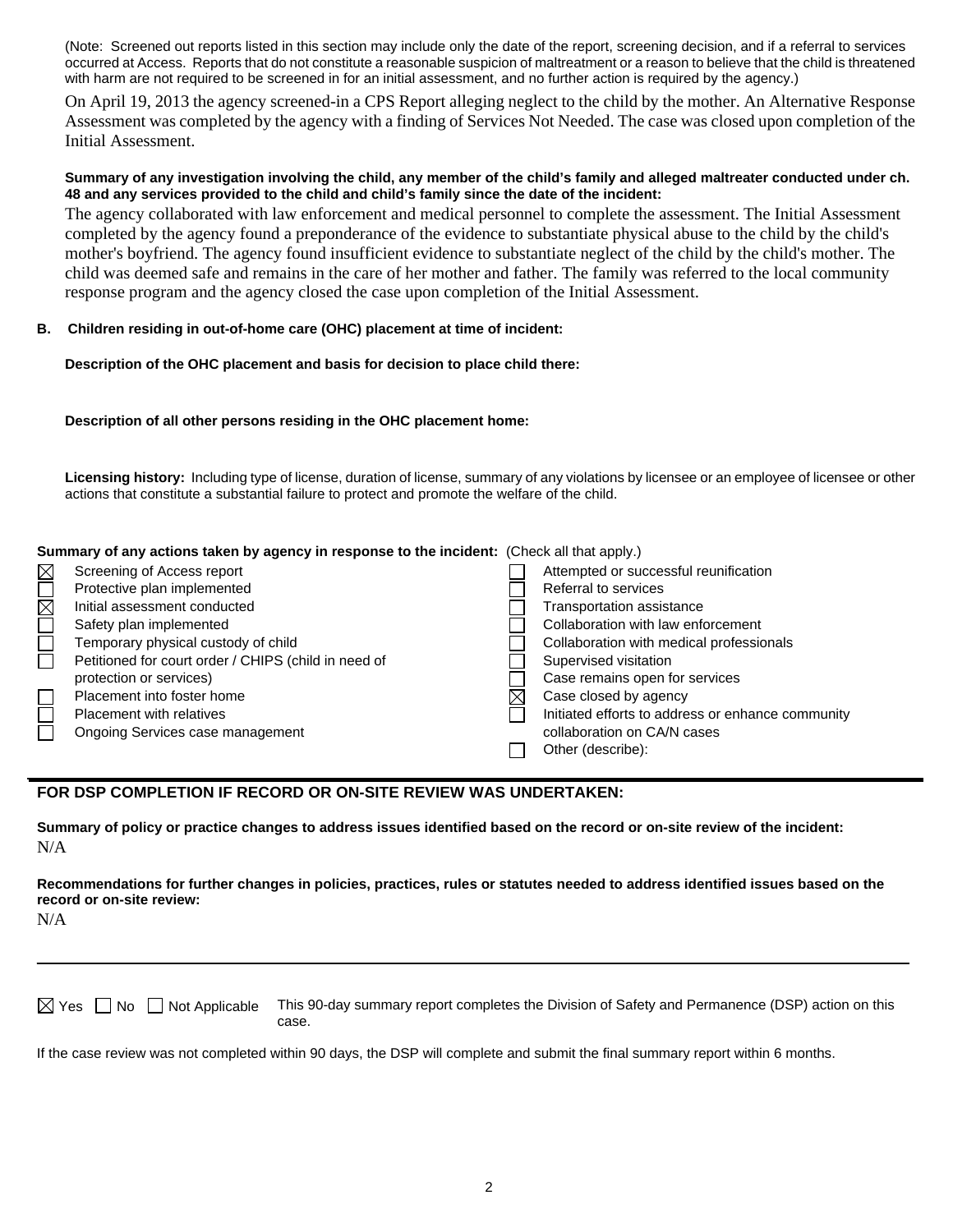(Note: Screened out reports listed in this section may include only the date of the report, screening decision, and if a referral to services occurred at Access. Reports that do not constitute a reasonable suspicion of maltreatment or a reason to believe that the child is threatened with harm are not required to be screened in for an initial assessment, and no further action is required by the agency.)

On April 19, 2013 the agency screened-in a CPS Report alleging neglect to the child by the mother. An Alternative Response Assessment was completed by the agency with a finding of Services Not Needed. The case was closed upon completion of the Initial Assessment.

**Summary of any investigation involving the child, any member of the child's family and alleged maltreater conducted under ch. 48 and any services provided to the child and child's family since the date of the incident:**

The agency collaborated with law enforcement and medical personnel to complete the assessment. The Initial Assessment completed by the agency found a preponderance of the evidence to substantiate physical abuse to the child by the child's mother's boyfriend. The agency found insufficient evidence to substantiate neglect of the child by the child's mother. The child was deemed safe and remains in the care of her mother and father. The family was referred to the local community response program and the agency closed the case upon completion of the Initial Assessment.

**B. Children residing in out-of-home care (OHC) placement at time of incident:**

**Description of the OHC placement and basis for decision to place child there:**

**Description of all other persons residing in the OHC placement home:**

**Licensing history:** Including type of license, duration of license, summary of any violations by licensee or an employee of licensee or other actions that constitute a substantial failure to protect and promote the welfare of the child.

**Summary of any actions taken by agency in response to the incident:** (Check all that apply.)

- ☒ Screening of Access report
- ☐ Protective plan implemented
- ☒ Initial assessment conducted
- ☐ Safety plan implemented
- ☐ Temporary physical custody of child
- ☐ Petitioned for court order / CHIPS (child in need of protection or services)
- ☐ Placement into foster home
- ☐ Placement with relatives
- ☐ Ongoing Services case management
- ☐ Attempted or successful reunification
- ☐ Referral to services
- ☐ Transportation assistance
- ☐ Collaboration with law enforcement
- ☐ Collaboration with medical professionals
- ☐ Supervised visitation
- ☐ Case remains open for services
- ☒ Case closed by agency
- ☐ Initiated efforts to address or enhance community collaboration on CA/N cases
- ☐ Other (describe):

## FOR DSP COMPLETION IF RECORD OR ON-SITE REVIEW WAS UNDERTAKEN:

**Summary of policy or practice changes to address issues identified based on the record or on-site review of the incident:**

N/A

**Recommendations for further changes in policies, practices, rules or statutes needed to address identified issues based on the record or on-site review:**

N/A

---

☒ Yes ☐ No ☐ Not Applicable This 90-day summary report completes the Division of Safety and Permanence (DSP) action on this case.

If the case review was not completed within 90 days, the DSP will complete and submit the final summary report within 6 months.